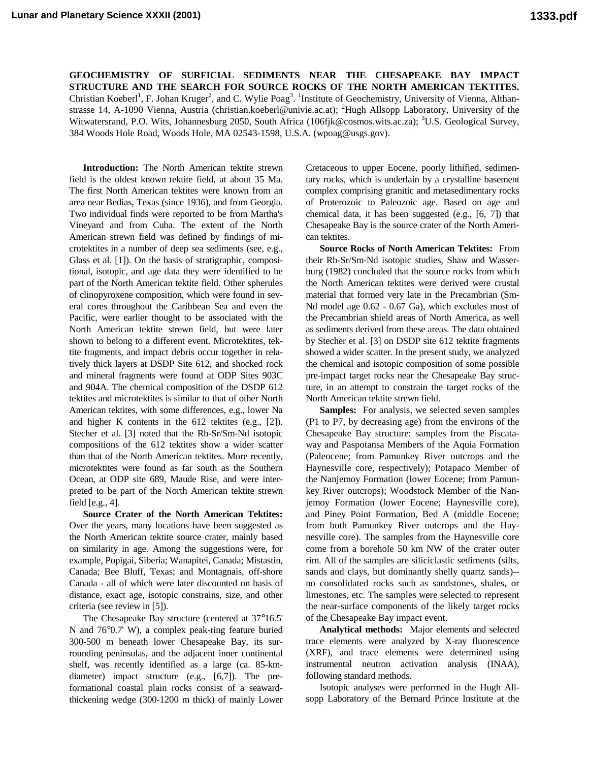# GEOCHEMISTRY OF SURFICIAL SEDIMENTS NEAR THE CHESAPEAKE BAY IMPACT STRUCTURE AND THE SEARCH FOR SOURCE ROCKS OF THE NORTH AMERICAN TEKTITES.

Christian Koeberl[1], F. Johan Kruger[2], and C. Wylie Poag[3]. [1]Institute of Geochemistry, University of Vienna, Althanstrasse 14, A-1090 Vienna, Austria (christian.koeberl@univie.ac.at); [2]Hugh Allsopp Laboratory, University of the Witwatersrand, P.O. Wits, Johannesburg 2050, South Africa (106fjk@cosmos.wits.ac.za); [3]U.S. Geological Survey, 384 Woods Hole Road, Woods Hole, MA 02543-1598, U.S.A. (wpoag@usgs.gov).

**Introduction:** The North American tektite strewn field is the oldest known tektite field, at about 35 Ma. The first North American tektites were known from an area near Bedias, Texas (since 1936), and from Georgia. Two individual finds were reported to be from Martha's Vineyard and from Cuba. The extent of the North American strewn field was defined by findings of microtektites in a number of deep sea sediments (see, e.g., Glass et al. [1]). On the basis of stratigraphic, compositional, isotopic, and age data they were identified to be part of the North American tektite field. Other spherules of clinopyroxene composition, which were found in several cores throughout the Caribbean Sea and even the Pacific, were earlier thought to be associated with the North American tektite strewn field, but were later shown to belong to a different event. Microtektites, tektite fragments, and impact debris occur together in relatively thick layers at DSDP Site 612, and shocked rock and mineral fragments were found at ODP Sites 903C and 904A. The chemical composition of the DSDP 612 tektites and microtektites is similar to that of other North American tektites, with some differences, e.g., lower Na and higher K contents in the 612 tektites (e.g., [2]). Stecher et al. [3] noted that the Rb-Sr/Sm-Nd isotopic compositions of the 612 tektites show a wider scatter than that of the North American tektites. More recently, microtektites were found as far south as the Southern Ocean, at ODP site 689, Maude Rise, and were interpreted to be part of the North American tektite strewn field [e.g., 4].

**Source Crater of the North American Tektites:** Over the years, many locations have been suggested as the North American tektite source crater, mainly based on similarity in age. Among the suggestions were, for example, Popigai, Siberia; Wanapitei, Canada; Mistastin, Canada; Bee Bluff, Texas; and Montagnais, off-shore Canada - all of which were later discounted on basis of distance, exact age, isotopic constrains, size, and other criteria (see review in [5]).

The Chesapeake Bay structure (centered at 37°16.5' N and 76°0.7' W), a complex peak-ring feature buried 300-500 m beneath lower Chesapeake Bay, its surrounding peninsulas, and the adjacent inner continental shelf, was recently identified as a large (ca. 85-km-diameter) impact structure (e.g., [6,7]). The preformational coastal plain rocks consist of a seaward-thickening wedge (300-1200 m thick) of mainly Lower Cretaceous to upper Eocene, poorly lithified, sedimentary rocks, which is underlain by a crystalline basement complex comprising granitic and metasedimentary rocks of Proterozoic to Paleozoic age. Based on age and chemical data, it has been suggested (e.g., [6, 7]) that Chesapeake Bay is the source crater of the North American tektites.

**Source Rocks of North American Tektites:** From their Rb-Sr/Sm-Nd isotopic studies, Shaw and Wasserburg (1982) concluded that the source rocks from which the North American tektites were derived were crustal material that formed very late in the Precambrian (Sm-Nd model age 0.62 - 0.67 Ga), which excludes most of the Precambrian shield areas of North America, as well as sediments derived from these areas. The data obtained by Stecher et al. [3] on DSDP site 612 tektite fragments showed a wider scatter. In the present study, we analyzed the chemical and isotopic composition of some possible pre-impact target rocks near the Chesapeake Bay structure, in an attempt to constrain the target rocks of the North American tektite strewn field.

**Samples:** For analysis, we selected seven samples (P1 to P7, by decreasing age) from the environs of the Chesapeake Bay structure: samples from the Piscataway and Paspotansa Members of the Aquia Formation (Paleocene; from Pamunkey River outcrops and the Haynesville core, respectively); Potapaco Member of the Nanjemoy Formation (lower Eocene; from Pamunkey River outcrops); Woodstock Member of the Nanjemoy Formation (lower Eocene; Haynesville core), and Piney Point Formation, Bed A (middle Eocene; from both Pamunkey River outcrops and the Haynesville core). The samples from the Haynesville core come from a borehole 50 km NW of the crater outer rim. All of the samples are siliciclastic sediments (silts, sands and clays, but dominantly shelly quartz sands)--no consolidated rocks such as sandstones, shales, or limestones, etc. The samples were selected to represent the near-surface components of the likely target rocks of the Chesapeake Bay impact event.

**Analytical methods:** Major elements and selected trace elements were analyzed by X-ray fluorescence (XRF), and trace elements were determined using instrumental neutron activation analysis (INAA), following standard methods.

Isotopic analyses were performed in the Hugh Allsopp Laboratory of the Bernard Prince Institute at the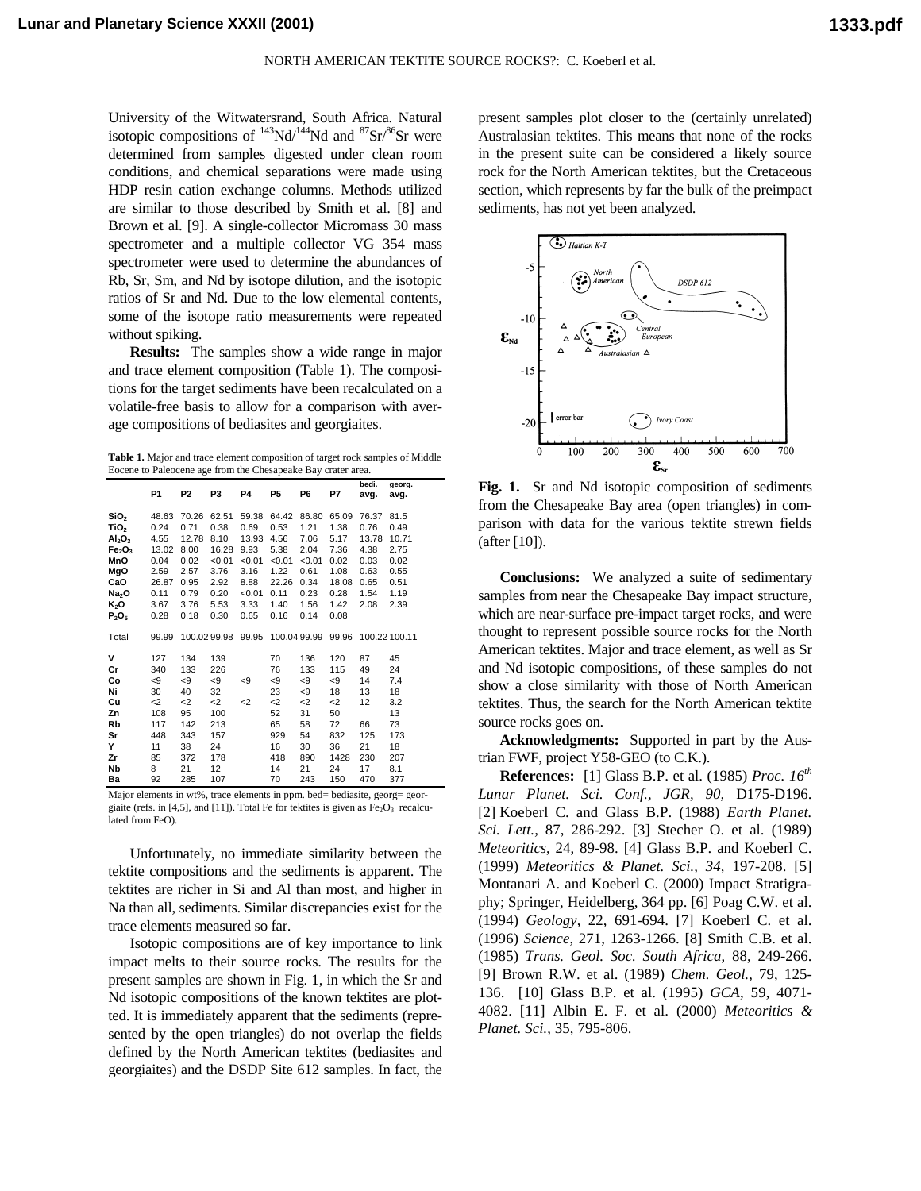University of the Witwatersrand, South Africa. Natural isotopic compositions of $^{143}Nd/^{144}Nd$ and $^{87}Sr/^{86}Sr$ were determined from samples digested under clean room conditions, and chemical separations were made using HDP resin cation exchange columns. Methods utilized are similar to those described by Smith et al. [8] and Brown et al. [9]. A single-collector Micromass 30 mass spectrometer and a multiple collector VG 354 mass spectrometer were used to determine the abundances of Rb, Sr, Sm, and Nd by isotope dilution, and the isotopic ratios of Sr and Nd. Due to the low elemental contents, some of the isotope ratio measurements were repeated without spiking.

**Results:** The samples show a wide range in major and trace element composition (Table 1). The compositions for the target sediments have been recalculated on a volatile-free basis to allow for a comparison with average compositions of bediasites and georgiaites.

**Table 1.** Major and trace element composition of target rock samples of Middle Eocene to Paleocene age from the Chesapeake Bay crater area.

| | P1 | P2 | P3 | P4 | P5 | P6 | P7 | bedi. avg. | georg. avg. |
|---|---|---|---|---|---|---|---|---|---|
| $SiO_2$ | 48.63 | 70.26 | 62.51 | 59.38 | 64.42 | 86.80 | 65.09 | 76.37 | 81.5 |
| $TiO_2$ | 0.24 | 0.71 | 0.38 | 0.69 | 0.53 | 1.21 | 1.38 | 0.76 | 0.49 |
| $Al_2O_3$ | 4.55 | 12.78 | 8.10 | 13.93 | 4.56 | 7.06 | 5.17 | 13.78 | 10.71 |
| $Fe_2O_3$ | 13.02 | 8.00 | 16.28 | 9.93 | 5.38 | 2.04 | 7.36 | 4.38 | 2.75 |
| MnO | 0.04 | 0.02 | <0.01 | <0.01 | <0.01 | <0.01 | 0.02 | 0.03 | 0.02 |
| MgO | 2.59 | 2.57 | 3.76 | 3.16 | 1.22 | 0.61 | 1.08 | 0.63 | 0.55 |
| CaO | 26.87 | 0.95 | 2.92 | 8.88 | 22.26 | 0.34 | 18.08 | 0.65 | 0.51 |
| $Na_2O$ | 0.11 | 0.79 | 0.20 | <0.01 | 0.11 | 0.23 | 0.28 | 1.54 | 1.19 |
| $K_2O$ | 3.67 | 3.76 | 5.53 | 3.33 | 1.40 | 1.56 | 1.42 | 2.08 | 2.39 |
| $P_2O_5$ | 0.28 | 0.18 | 0.30 | 0.65 | 0.16 | 0.14 | 0.08 | | |
| Total | 99.99 | 100.02 | 99.98 | 99.95 | 100.04 | 99.99 | 99.96 | 100.22 | 100.11 |
| V | 127 | 134 | 139 | | 70 | 136 | 120 | 87 | 45 |
| Cr | 340 | 133 | 226 | | 76 | 133 | 115 | 49 | 24 |
| Co | <9 | <9 | <9 | <9 | <9 | <9 | <9 | 14 | 7.4 |
| Ni | 30 | 40 | 32 | | 23 | <9 | 18 | 13 | 18 |
| Cu | <2 | <2 | <2 | <2 | <2 | <2 | <2 | 12 | 3.2 |
| Zn | 108 | 95 | 100 | | 52 | 31 | 50 | | 13 |
| Rb | 117 | 142 | 213 | | 65 | 58 | 72 | 66 | 73 |
| Sr | 448 | 343 | 157 | | 929 | 54 | 832 | 125 | 173 |
| Y | 11 | 38 | 24 | | 16 | 30 | 36 | 21 | 18 |
| Zr | 85 | 372 | 178 | | 418 | 890 | 1428 | 230 | 207 |
| Nb | 8 | 21 | 12 | | 14 | 21 | 24 | 17 | 8.1 |
| Ba | 92 | 285 | 107 | | 70 | 243 | 150 | 470 | 377 |

Major elements in wt%, trace elements in ppm. bed= bediasite, georg= georgiaite (refs. in [4,5], and [11]). Total Fe for tektites is given as $Fe_2O_3$ recalculated from FeO).

Unfortunately, no immediate similarity between the tektite compositions and the sediments is apparent. The tektites are richer in Si and Al than most, and higher in Na than all, sediments. Similar discrepancies exist for the trace elements measured so far.

Isotopic compositions are of key importance to link impact melts to their source rocks. The results for the present samples are shown in Fig. 1, in which the Sr and Nd isotopic compositions of the known tektites are plotted. It is immediately apparent that the sediments (represented by the open triangles) do not overlap the fields defined by the North American tektites (bediasites and georgiaites) and the DSDP Site 612 samples. In fact, the present samples plot closer to the (certainly unrelated) Australasian tektites. This means that none of the rocks in the present suite can be considered a likely source rock for the North American tektites, but the Cretaceous section, which represents by far the bulk of the preimpact sediments, has not yet been analyzed.

Haitian K-T
North American
DSDP 612
Central European
Australasian
Ivory Coast
error bar
$\varepsilon_{Nd}$
-5
-10
-15
-20
$\varepsilon_{Sr}$
0 100 200 300 400 500 600 700

**Fig. 1.** Sr and Nd isotopic composition of sediments from the Chesapeake Bay area (open triangles) in comparison with data for the various tektite strewn fields (after [10]).

**Conclusions:** We analyzed a suite of sedimentary samples from near the Chesapeake Bay impact structure, which are near-surface pre-impact target rocks, and were thought to represent possible source rocks for the North American tektites. Major and trace element, as well as Sr and Nd isotopic compositions, of these samples do not show a close similarity with those of North American tektites. Thus, the search for the North American tektite source rocks goes on.

**Acknowledgments:** Supported in part by the Austrian FWF, project Y58-GEO (to C.K.).

**References:** [1] Glass B.P. et al. (1985) *Proc. 16th Lunar Planet. Sci. Conf., JGR, 90,* D175-D196. [2] Koeberl C. and Glass B.P. (1988) *Earth Planet. Sci. Lett.,* 87, 286-292. [3] Stecher O. et al. (1989) *Meteoritics*, 24, 89-98. [4] Glass B.P. and Koeberl C. (1999) *Meteoritics & Planet. Sci., 34*, 197-208. [5] Montanari A. and Koeberl C. (2000) Impact Stratigraphy; Springer, Heidelberg, 364 pp. [6] Poag C.W. et al. (1994) *Geology*, 22, 691-694. [7] Koeberl C. et al. (1996) *Science*, 271, 1263-1266. [8] Smith C.B. et al. (1985) *Trans. Geol. Soc. South Africa,* 88, 249-266. [9] Brown R.W. et al. (1989) *Chem. Geol.*, 79, 125-136. [10] Glass B.P. et al. (1995) *GCA*, 59, 4071-4082. [11] Albin E. F. et al. (2000) *Meteoritics & Planet. Sci.*, 35, 795-806.